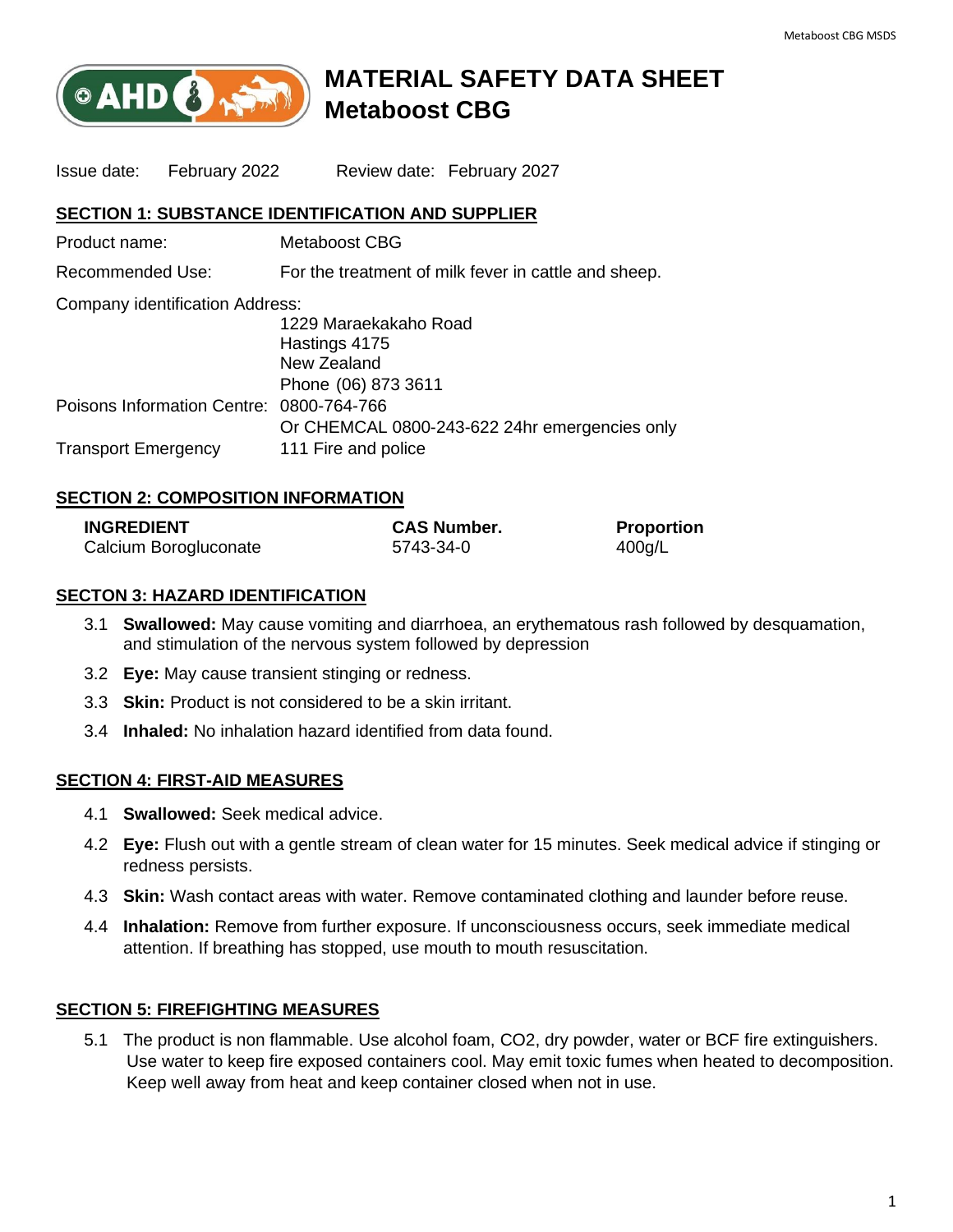# MATERIAL SAFETY DATA SHEET
# Metaboost CBG

Issue date: February 2022 Review date: February 2027

## SECTION 1: SUBSTANCE IDENTIFICATION AND SUPPLIER

Product name: Metaboost CBG

Recommended Use: For the treatment of milk fever in cattle and sheep.

Company identification Address:
1229 Maraekakaho Road
Hastings 4175
New Zealand
Phone (06) 873 3611

Poisons Information Centre: 0800-764-766
Or CHEMCAL 0800-243-622 24hr emergencies only

Transport Emergency 111 Fire and police

## SECTION 2: COMPOSITION INFORMATION

| INGREDIENT | CAS Number. | Proportion |
|---|---|---|
| Calcium Borogluconate | 5743-34-0 | 400g/L |

## SECTON 3: HAZARD IDENTIFICATION

3.1 **Swallowed:** May cause vomiting and diarrhoea, an erythematous rash followed by desquamation, and stimulation of the nervous system followed by depression

3.2 **Eye:** May cause transient stinging or redness.

3.3 **Skin:** Product is not considered to be a skin irritant.

3.4 **Inhaled:** No inhalation hazard identified from data found.

## SECTION 4: FIRST-AID MEASURES

4.1 **Swallowed:** Seek medical advice.

4.2 **Eye:** Flush out with a gentle stream of clean water for 15 minutes. Seek medical advice if stinging or redness persists.

4.3 **Skin:** Wash contact areas with water. Remove contaminated clothing and launder before reuse.

4.4 **Inhalation:** Remove from further exposure. If unconsciousness occurs, seek immediate medical attention. If breathing has stopped, use mouth to mouth resuscitation.

## SECTION 5: FIREFIGHTING MEASURES

5.1 The product is non flammable. Use alcohol foam, CO2, dry powder, water or BCF fire extinguishers. Use water to keep fire exposed containers cool. May emit toxic fumes when heated to decomposition. Keep well away from heat and keep container closed when not in use.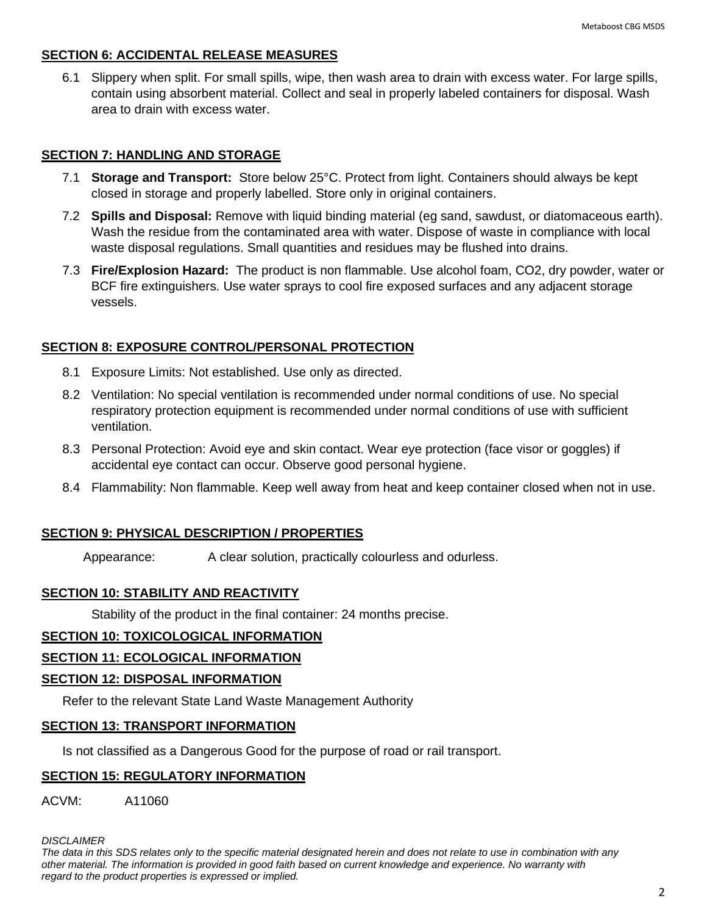## SECTION 6: ACCIDENTAL RELEASE MEASURES

6.1 Slippery when split. For small spills, wipe, then wash area to drain with excess water. For large spills, contain using absorbent material. Collect and seal in properly labeled containers for disposal. Wash area to drain with excess water.

## SECTION 7: HANDLING AND STORAGE

7.1 **Storage and Transport:** Store below 25°C. Protect from light. Containers should always be kept closed in storage and properly labelled. Store only in original containers.

7.2 **Spills and Disposal:** Remove with liquid binding material (eg sand, sawdust, or diatomaceous earth). Wash the residue from the contaminated area with water. Dispose of waste in compliance with local waste disposal regulations. Small quantities and residues may be flushed into drains.

7.3 **Fire/Explosion Hazard:** The product is non flammable. Use alcohol foam, $CO_2$, dry powder, water or BCF fire extinguishers. Use water sprays to cool fire exposed surfaces and any adjacent storage vessels.

## SECTION 8: EXPOSURE CONTROL/PERSONAL PROTECTION

8.1 Exposure Limits: Not established. Use only as directed.

8.2 Ventilation: No special ventilation is recommended under normal conditions of use. No special respiratory protection equipment is recommended under normal conditions of use with sufficient ventilation.

8.3 Personal Protection: Avoid eye and skin contact. Wear eye protection (face visor or goggles) if accidental eye contact can occur. Observe good personal hygiene.

8.4 Flammability: Non flammable. Keep well away from heat and keep container closed when not in use.

## SECTION 9: PHYSICAL DESCRIPTION / PROPERTIES

Appearance: A clear solution, practically colourless and odurless.

## SECTION 10: STABILITY AND REACTIVITY

Stability of the product in the final container: 24 months precise.

## SECTION 10: TOXICOLOGICAL INFORMATION

## SECTION 11: ECOLOGICAL INFORMATION

## SECTION 12: DISPOSAL INFORMATION

Refer to the relevant State Land Waste Management Authority

## SECTION 13: TRANSPORT INFORMATION

Is not classified as a Dangerous Good for the purpose of road or rail transport.

## SECTION 15: REGULATORY INFORMATION

ACVM: A11060

*DISCLAIMER*
*The data in this SDS relates only to the specific material designated herein and does not relate to use in combination with any other material. The information is provided in good faith based on current knowledge and experience. No warranty with regard to the product properties is expressed or implied.*